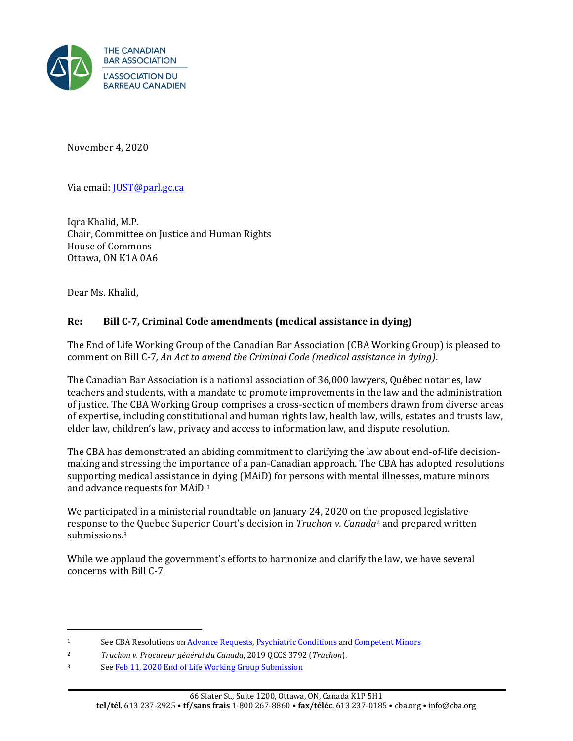THE CANADIAN BAR ASSOCIATION
L'ASSOCIATION DU BARREAU CANADIEN

November 4, 2020

Via email: JUST@parl.gc.ca

Iqra Khalid, M.P.
Chair, Committee on Justice and Human Rights
House of Commons
Ottawa, ON K1A 0A6

Dear Ms. Khalid,

**Re: Bill C-7, Criminal Code amendments (medical assistance in dying)**

The End of Life Working Group of the Canadian Bar Association (CBA Working Group) is pleased to comment on Bill C-7, *An Act to amend the Criminal Code (medical assistance in dying)*.

The Canadian Bar Association is a national association of 36,000 lawyers, Québec notaries, law teachers and students, with a mandate to promote improvements in the law and the administration of justice. The CBA Working Group comprises a cross-section of members drawn from diverse areas of expertise, including constitutional and human rights law, health law, wills, estates and trusts law, elder law, children's law, privacy and access to information law, and dispute resolution.

The CBA has demonstrated an abiding commitment to clarifying the law about end-of-life decision-making and stressing the importance of a pan-Canadian approach. The CBA has adopted resolutions supporting medical assistance in dying (MAiD) for persons with mental illnesses, mature minors and advance requests for MAiD.[1]

We participated in a ministerial roundtable on January 24, 2020 on the proposed legislative response to the Quebec Superior Court's decision in *Truchon v. Canada*[2] and prepared written submissions.[3]

While we applaud the government's efforts to harmonize and clarify the law, we have several concerns with Bill C-7.

---

[1] See CBA Resolutions on Advance Requests, Psychiatric Conditions and Competent Minors

[2] *Truchon v. Procureur général du Canada*, 2019 QCCS 3792 (*Truchon*).

[3] See Feb 11, 2020 End of Life Working Group Submission

66 Slater St., Suite 1200, Ottawa, ON, Canada K1P 5H1
**tel/tél**. 613 237-2925 • **tf/sans frais** 1-800 267-8860 • **fax/téléc**. 613 237-0185 • cba.org • info@cba.org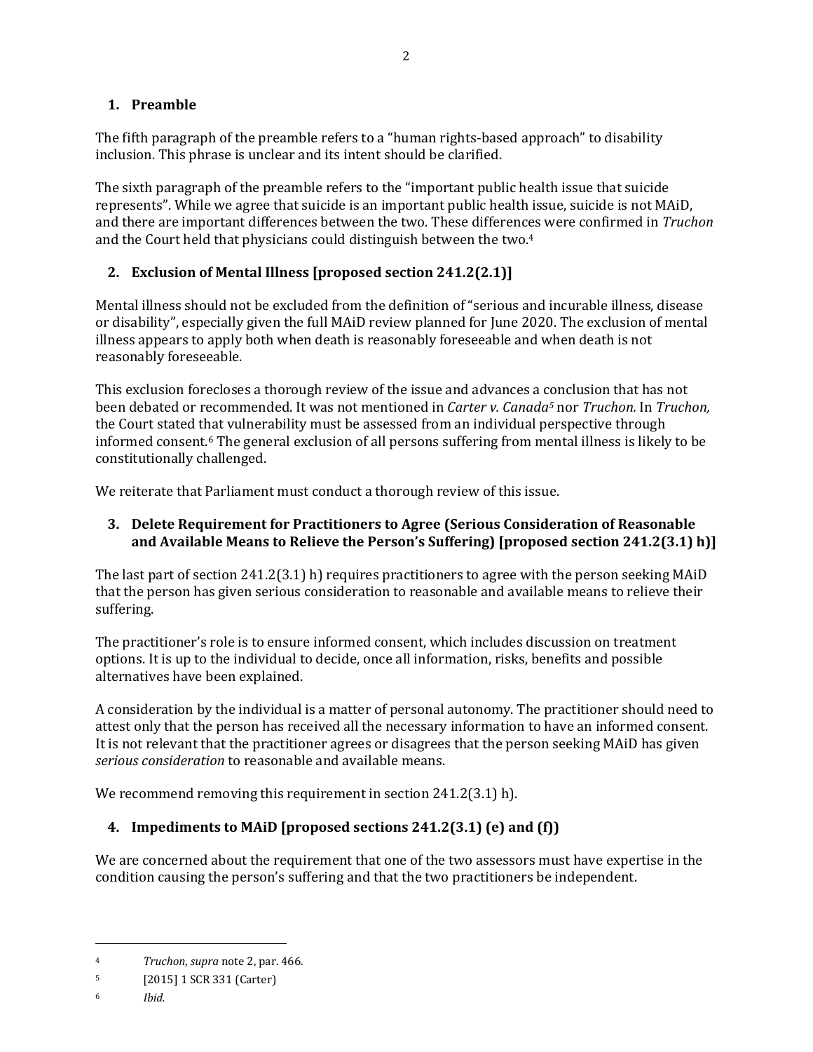## 1. Preamble

The fifth paragraph of the preamble refers to a "human rights-based approach" to disability inclusion. This phrase is unclear and its intent should be clarified.

The sixth paragraph of the preamble refers to the "important public health issue that suicide represents". While we agree that suicide is an important public health issue, suicide is not MAiD, and there are important differences between the two. These differences were confirmed in *Truchon* and the Court held that physicians could distinguish between the two.[4]

## 2. Exclusion of Mental Illness [proposed section 241.2(2.1)]

Mental illness should not be excluded from the definition of "serious and incurable illness, disease or disability", especially given the full MAiD review planned for June 2020. The exclusion of mental illness appears to apply both when death is reasonably foreseeable and when death is not reasonably foreseeable.

This exclusion forecloses a thorough review of the issue and advances a conclusion that has not been debated or recommended. It was not mentioned in *Carter v. Canada*[5] nor *Truchon.* In *Truchon,* the Court stated that vulnerability must be assessed from an individual perspective through informed consent.[6] The general exclusion of all persons suffering from mental illness is likely to be constitutionally challenged.

We reiterate that Parliament must conduct a thorough review of this issue.

## 3. Delete Requirement for Practitioners to Agree (Serious Consideration of Reasonable and Available Means to Relieve the Person's Suffering) [proposed section 241.2(3.1) h)]

The last part of section 241.2(3.1) h) requires practitioners to agree with the person seeking MAiD that the person has given serious consideration to reasonable and available means to relieve their suffering.

The practitioner's role is to ensure informed consent, which includes discussion on treatment options. It is up to the individual to decide, once all information, risks, benefits and possible alternatives have been explained.

A consideration by the individual is a matter of personal autonomy. The practitioner should need to attest only that the person has received all the necessary information to have an informed consent. It is not relevant that the practitioner agrees or disagrees that the person seeking MAiD has given *serious consideration* to reasonable and available means.

We recommend removing this requirement in section 241.2(3.1) h).

## 4. Impediments to MAiD [proposed sections 241.2(3.1) (e) and (f))

We are concerned about the requirement that one of the two assessors must have expertise in the condition causing the person's suffering and that the two practitioners be independent.

---

[4] *Truchon*, *supra* note 2, par. 466.

[5] [2015] 1 SCR 331 (Carter)

[6] *Ibid.*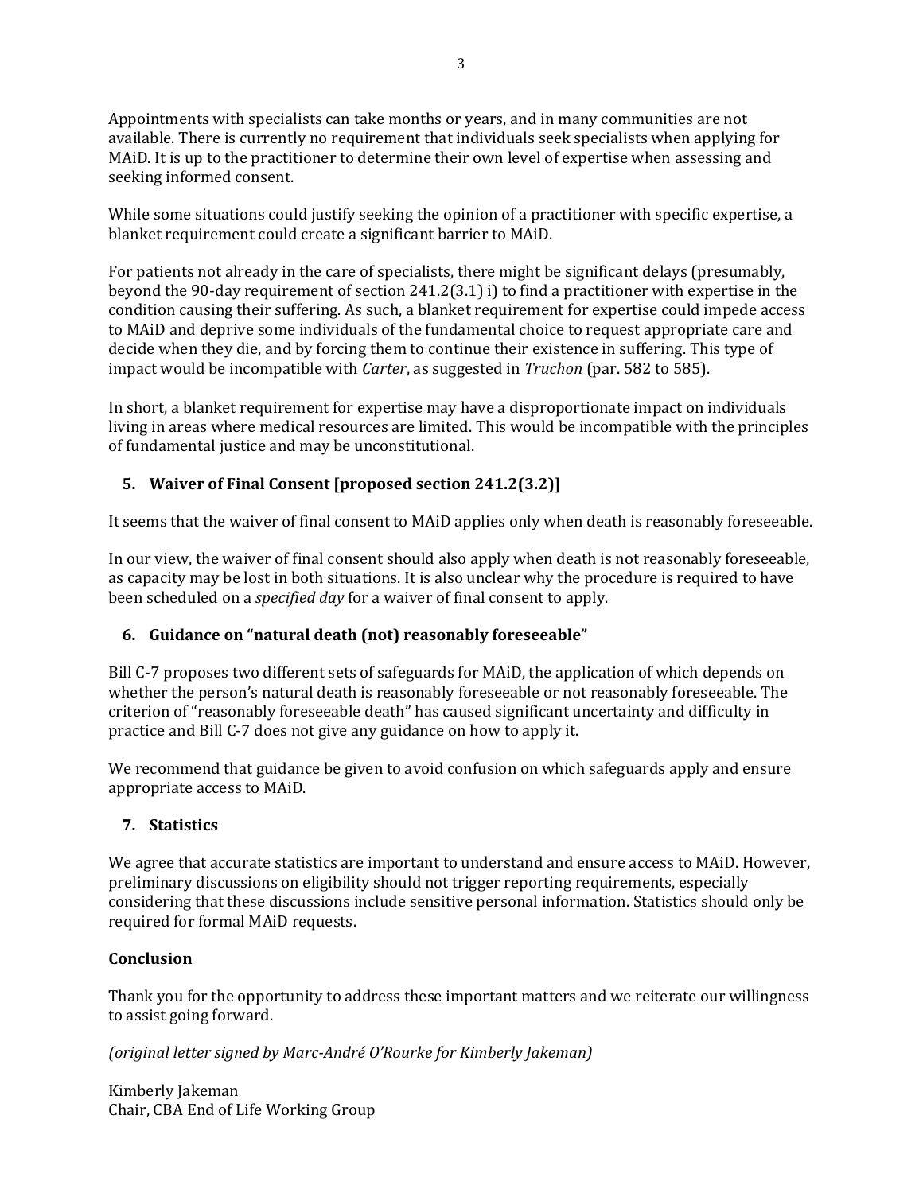Appointments with specialists can take months or years, and in many communities are not available. There is currently no requirement that individuals seek specialists when applying for MAiD. It is up to the practitioner to determine their own level of expertise when assessing and seeking informed consent.

While some situations could justify seeking the opinion of a practitioner with specific expertise, a blanket requirement could create a significant barrier to MAiD.

For patients not already in the care of specialists, there might be significant delays (presumably, beyond the 90-day requirement of section 241.2(3.1) i) to find a practitioner with expertise in the condition causing their suffering. As such, a blanket requirement for expertise could impede access to MAiD and deprive some individuals of the fundamental choice to request appropriate care and decide when they die, and by forcing them to continue their existence in suffering. This type of impact would be incompatible with *Carter*, as suggested in *Truchon* (par. 582 to 585).

In short, a blanket requirement for expertise may have a disproportionate impact on individuals living in areas where medical resources are limited. This would be incompatible with the principles of fundamental justice and may be unconstitutional.

### 5. Waiver of Final Consent [proposed section 241.2(3.2)]

It seems that the waiver of final consent to MAiD applies only when death is reasonably foreseeable.

In our view, the waiver of final consent should also apply when death is not reasonably foreseeable, as capacity may be lost in both situations. It is also unclear why the procedure is required to have been scheduled on a *specified day* for a waiver of final consent to apply.

### 6. Guidance on "natural death (not) reasonably foreseeable"

Bill C-7 proposes two different sets of safeguards for MAiD, the application of which depends on whether the person's natural death is reasonably foreseeable or not reasonably foreseeable. The criterion of "reasonably foreseeable death" has caused significant uncertainty and difficulty in practice and Bill C-7 does not give any guidance on how to apply it.

We recommend that guidance be given to avoid confusion on which safeguards apply and ensure appropriate access to MAiD.

### 7. Statistics

We agree that accurate statistics are important to understand and ensure access to MAiD. However, preliminary discussions on eligibility should not trigger reporting requirements, especially considering that these discussions include sensitive personal information. Statistics should only be required for formal MAiD requests.

### Conclusion

Thank you for the opportunity to address these important matters and we reiterate our willingness to assist going forward.

*(original letter signed by Marc-André O'Rourke for Kimberly Jakeman)*

Kimberly Jakeman
Chair, CBA End of Life Working Group